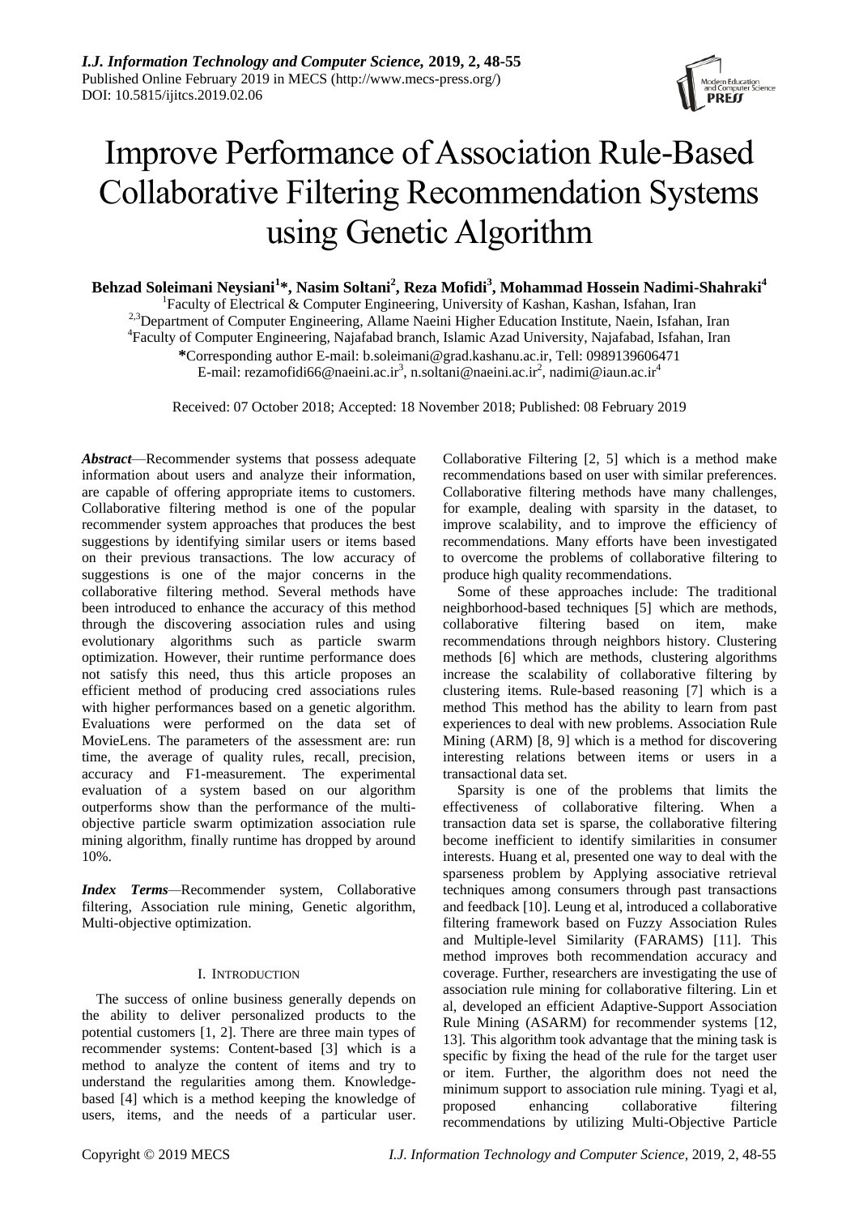# Improve Performance of Association Rule-Based Collaborative Filtering Recommendation Systems using Genetic Algorithm

**Behzad Soleimani Neysiani[1]*, Nasim Soltani[2], Reza Mofidi[3], Mohammad Hossein Nadimi-Shahraki[4]**

[1]Faculty of Electrical & Computer Engineering, University of Kashan, Kashan, Isfahan, Iran
[2,3]Department of Computer Engineering, Allame Naeini Higher Education Institute, Naein, Isfahan, Iran
[4]Faculty of Computer Engineering, Najafabad branch, Islamic Azad University, Najafabad, Isfahan, Iran
*Corresponding author E-mail: b.soleimani@grad.kashanu.ac.ir, Tell: 0989139606471
E-mail: rezamofidi66@naeini.ac.ir[3], n.soltani@naeini.ac.ir[2], nadimi@iaun.ac.ir[4]

Received: 07 October 2018; Accepted: 18 November 2018; Published: 08 February 2019

***Abstract***—Recommender systems that possess adequate information about users and analyze their information, are capable of offering appropriate items to customers. Collaborative filtering method is one of the popular recommender system approaches that produces the best suggestions by identifying similar users or items based on their previous transactions. The low accuracy of suggestions is one of the major concerns in the collaborative filtering method. Several methods have been introduced to enhance the accuracy of this method through the discovering association rules and using evolutionary algorithms such as particle swarm optimization. However, their runtime performance does not satisfy this need, thus this article proposes an efficient method of producing cred associations rules with higher performances based on a genetic algorithm. Evaluations were performed on the data set of MovieLens. The parameters of the assessment are: run time, the average of quality rules, recall, precision, accuracy and F1-measurement. The experimental evaluation of a system based on our algorithm outperforms show than the performance of the multi-objective particle swarm optimization association rule mining algorithm, finally runtime has dropped by around 10%.

***Index Terms***—Recommender system, Collaborative filtering, Association rule mining, Genetic algorithm, Multi-objective optimization.

## I. Introduction

The success of online business generally depends on the ability to deliver personalized products to the potential customers [1, 2]. There are three main types of recommender systems: Content-based [3] which is a method to analyze the content of items and try to understand the regularities among them. Knowledge-based [4] which is a method keeping the knowledge of users, items, and the needs of a particular user. Collaborative Filtering [2, 5] which is a method make recommendations based on user with similar preferences. Collaborative filtering methods have many challenges, for example, dealing with sparsity in the dataset, to improve scalability, and to improve the efficiency of recommendations. Many efforts have been investigated to overcome the problems of collaborative filtering to produce high quality recommendations.

Some of these approaches include: The traditional neighborhood-based techniques [5] which are methods, collaborative filtering based on item, make recommendations through neighbors history. Clustering methods [6] which are methods, clustering algorithms increase the scalability of collaborative filtering by clustering items. Rule-based reasoning [7] which is a method This method has the ability to learn from past experiences to deal with new problems. Association Rule Mining (ARM) [8, 9] which is a method for discovering interesting relations between items or users in a transactional data set.

Sparsity is one of the problems that limits the effectiveness of collaborative filtering. When a transaction data set is sparse, the collaborative filtering become inefficient to identify similarities in consumer interests. Huang et al, presented one way to deal with the sparseness problem by Applying associative retrieval techniques among consumers through past transactions and feedback [10]. Leung et al, introduced a collaborative filtering framework based on Fuzzy Association Rules and Multiple-level Similarity (FARAMS) [11]. This method improves both recommendation accuracy and coverage. Further, researchers are investigating the use of association rule mining for collaborative filtering. Lin et al, developed an efficient Adaptive-Support Association Rule Mining (ASARM) for recommender systems [12, 13]. This algorithm took advantage that the mining task is specific by fixing the head of the rule for the target user or item. Further, the algorithm does not need the minimum support to association rule mining. Tyagi et al, proposed enhancing collaborative filtering recommendations by utilizing Multi-Objective Particle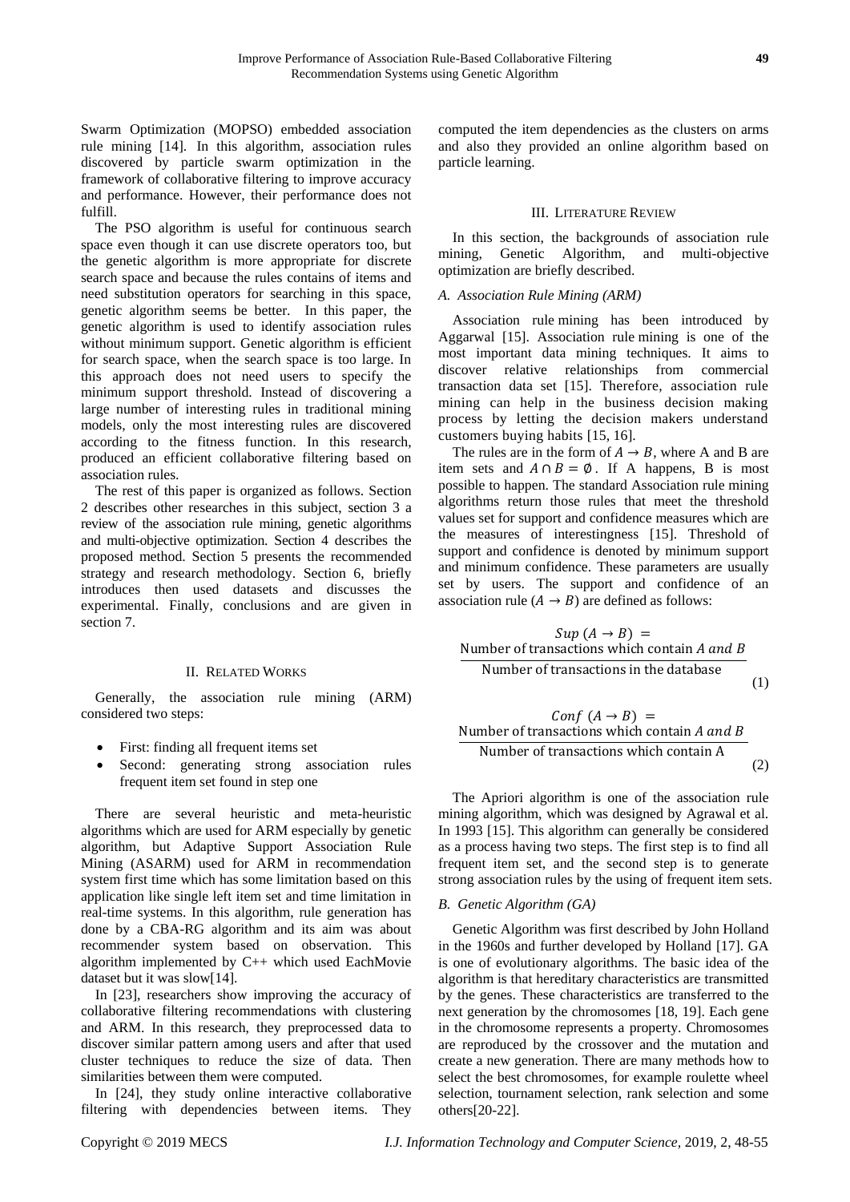Swarm Optimization (MOPSO) embedded association rule mining [14]. In this algorithm, association rules discovered by particle swarm optimization in the framework of collaborative filtering to improve accuracy and performance. However, their performance does not fulfill.

The PSO algorithm is useful for continuous search space even though it can use discrete operators too, but the genetic algorithm is more appropriate for discrete search space and because the rules contains of items and need substitution operators for searching in this space, genetic algorithm seems be better. In this paper, the genetic algorithm is used to identify association rules without minimum support. Genetic algorithm is efficient for search space, when the search space is too large. In this approach does not need users to specify the minimum support threshold. Instead of discovering a large number of interesting rules in traditional mining models, only the most interesting rules are discovered according to the fitness function. In this research, produced an efficient collaborative filtering based on association rules.

The rest of this paper is organized as follows. Section 2 describes other researches in this subject, section 3 a review of the association rule mining, genetic algorithms and multi-objective optimization. Section 4 describes the proposed method. Section 5 presents the recommended strategy and research methodology. Section 6, briefly introduces then used datasets and discusses the experimental. Finally, conclusions and are given in section 7.

## II. Related Works

Generally, the association rule mining (ARM) considered two steps:

- First: finding all frequent items set
- Second: generating strong association rules frequent item set found in step one

There are several heuristic and meta-heuristic algorithms which are used for ARM especially by genetic algorithm, but Adaptive Support Association Rule Mining (ASARM) used for ARM in recommendation system first time which has some limitation based on this application like single left item set and time limitation in real-time systems. In this algorithm, rule generation has done by a CBA-RG algorithm and its aim was about recommender system based on observation. This algorithm implemented by C++ which used EachMovie dataset but it was slow[14].

In [23], researchers show improving the accuracy of collaborative filtering recommendations with clustering and ARM. In this research, they preprocessed data to discover similar pattern among users and after that used cluster techniques to reduce the size of data. Then similarities between them were computed.

In [24], they study online interactive collaborative filtering with dependencies between items. They computed the item dependencies as the clusters on arms and also they provided an online algorithm based on particle learning.

## III. Literature Review

In this section, the backgrounds of association rule mining, Genetic Algorithm, and multi-objective optimization are briefly described.

### A. Association Rule Mining (ARM)

Association rule mining has been introduced by Aggarwal [15]. Association rule mining is one of the most important data mining techniques. It aims to discover relative relationships from commercial transaction data set [15]. Therefore, association rule mining can help in the business decision making process by letting the decision makers understand customers buying habits [15, 16].

The rules are in the form of $A \rightarrow B$, where A and B are item sets and $A \cap B = \emptyset$. If A happens, B is most possible to happen. The standard Association rule mining algorithms return those rules that meet the threshold values set for support and confidence measures which are the measures of interestingness [15]. Threshold of support and confidence is denoted by minimum support and minimum confidence. These parameters are usually set by users. The support and confidence of an association rule ($A \rightarrow B$) are defined as follows:

$$Sup\ (A \rightarrow B) = \frac{\text{Number of transactions which contain } A \text{ and } B}{\text{Number of transactions in the database}} \tag{1}$$

$$Conf\ (A \rightarrow B) = \frac{\text{Number of transactions which contain } A \text{ and } B}{\text{Number of transactions which contain A}} \tag{2}$$

The Apriori algorithm is one of the association rule mining algorithm, which was designed by Agrawal et al. In 1993 [15]. This algorithm can generally be considered as a process having two steps. The first step is to find all frequent item set, and the second step is to generate strong association rules by the using of frequent item sets.

### B. Genetic Algorithm (GA)

Genetic Algorithm was first described by John Holland in the 1960s and further developed by Holland [17]. GA is one of evolutionary algorithms. The basic idea of the algorithm is that hereditary characteristics are transmitted by the genes. These characteristics are transferred to the next generation by the chromosomes [18, 19]. Each gene in the chromosome represents a property. Chromosomes are reproduced by the crossover and the mutation and create a new generation. There are many methods how to select the best chromosomes, for example roulette wheel selection, tournament selection, rank selection and some others[20-22].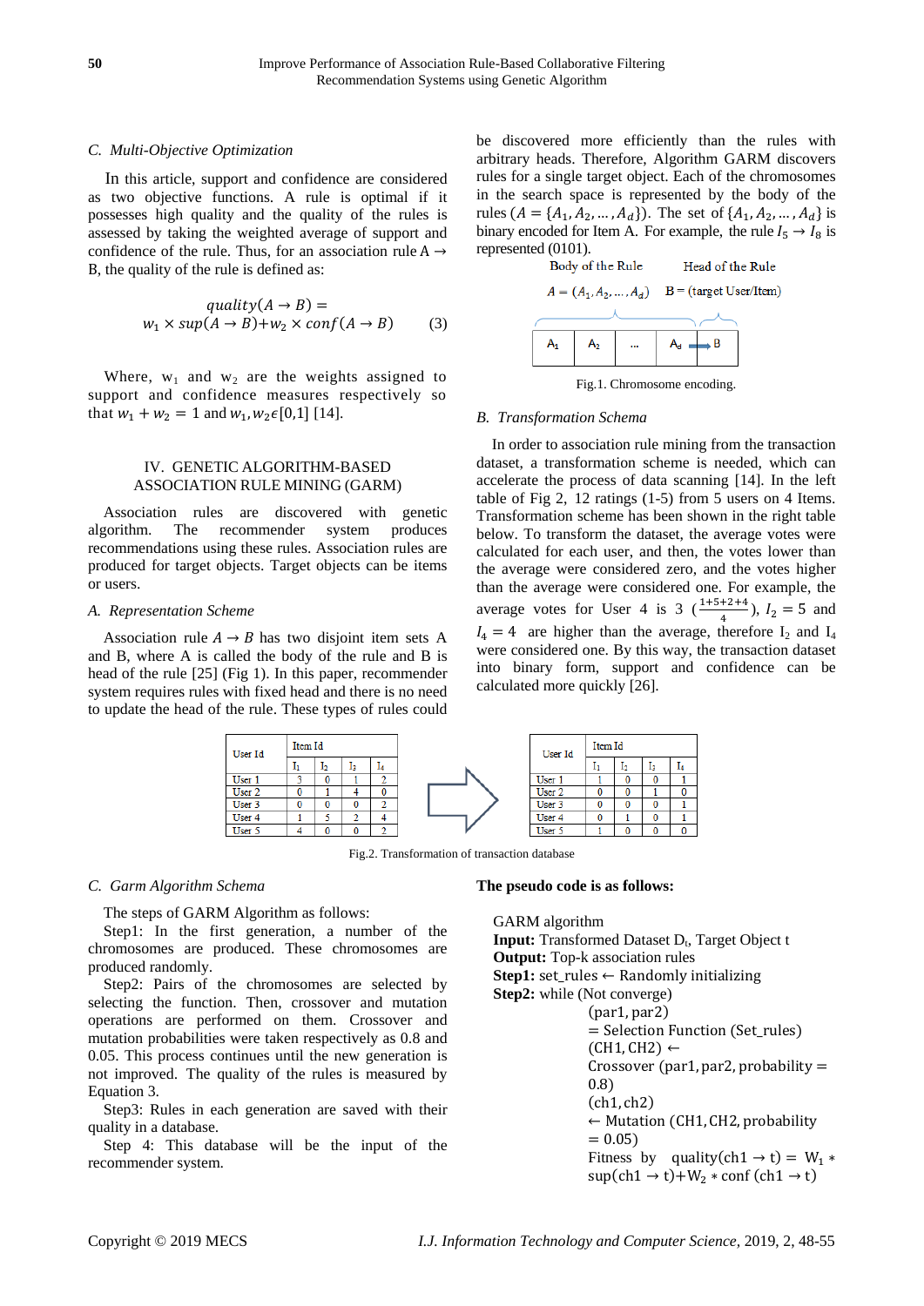### C. Multi-Objective Optimization

In this article, support and confidence are considered as two objective functions. A rule is optimal if it possesses high quality and the quality of the rules is assessed by taking the weighted average of support and confidence of the rule. Thus, for an association rule A → B, the quality of the rule is defined as:

$$quality(A \rightarrow B) = w_1 \times sup(A \rightarrow B) + w_2 \times conf(A \rightarrow B) \quad (3)$$

Where, $w_1$ and $w_2$ are the weights assigned to support and confidence measures respectively so that $w_1 + w_2 = 1$ and $w_1, w_2 \epsilon [0,1]$ [14].

## IV. GENETIC ALGORITHM-BASED ASSOCIATION RULE MINING (GARM)

Association rules are discovered with genetic algorithm. The recommender system produces recommendations using these rules. Association rules are produced for target objects. Target objects can be items or users.

### A. Representation Scheme

Association rule $A \rightarrow B$ has two disjoint item sets A and B, where A is called the body of the rule and B is head of the rule [25] (Fig 1). In this paper, recommender system requires rules with fixed head and there is no need to update the head of the rule. These types of rules could be discovered more efficiently than the rules with arbitrary heads. Therefore, Algorithm GARM discovers rules for a single target object. Each of the chromosomes in the search space is represented by the body of the rules ($A = \{A_1, A_2, \dots, A_d\}$). The set of $\{A_1, A_2, \dots, A_d\}$ is binary encoded for Item A. For example, the rule $I_5 \rightarrow I_8$ is represented (0101).

Body of the Rule: $A = (A_1, A_2, \dots, A_d)$ — Head of the Rule: B = (target User/Item)

| $A_1$ | $A_2$ | ... | $A_d$ → B |
|---|---|---|---|

Fig.1. Chromosome encoding.

### B. Transformation Schema

In order to association rule mining from the transaction dataset, a transformation scheme is needed, which can accelerate the process of data scanning [14]. In the left table of Fig 2, 12 ratings (1-5) from 5 users on 4 Items. Transformation scheme has been shown in the right table below. To transform the dataset, the average votes were calculated for each user, and then, the votes lower than the average were considered zero, and the votes higher than the average were considered one. For example, the average votes for User 4 is 3 ($\frac{1+5+2+4}{4}$), $I_2 = 5$ and $I_4 = 4$ are higher than the average, therefore $I_2$ and $I_4$ were considered one. By this way, the transaction dataset into binary form, support and confidence can be calculated more quickly [26].

| User Id | Item Id | | | |
|---|---|---|---|---|
| | $I_1$ | $I_2$ | $I_3$ | $I_4$ |
| User 1 | 3 | 0 | 1 | 2 |
| User 2 | 0 | 1 | 4 | 0 |
| User 3 | 0 | 0 | 0 | 2 |
| User 4 | 1 | 5 | 2 | 4 |
| User 5 | 4 | 0 | 0 | 2 |

⇒

| User Id | Item Id | | | |
|---|---|---|---|---|
| | $I_1$ | $I_2$ | $I_3$ | $I_4$ |
| User 1 | 1 | 0 | 0 | 1 |
| User 2 | 0 | 0 | 1 | 0 |
| User 3 | 0 | 0 | 0 | 1 |
| User 4 | 0 | 1 | 0 | 1 |
| User 5 | 1 | 0 | 0 | 0 |

Fig.2. Transformation of transaction database

### C. Garm Algorithm Schema

The steps of GARM Algorithm as follows:

Step1: In the first generation, a number of the chromosomes are produced. These chromosomes are produced randomly.

Step2: Pairs of the chromosomes are selected by selecting the function. Then, crossover and mutation operations are performed on them. Crossover and mutation probabilities were taken respectively as 0.8 and 0.05. This process continues until the new generation is not improved. The quality of the rules is measured by Equation 3.

Step3: Rules in each generation are saved with their quality in a database.

Step 4: This database will be the input of the recommender system.

**The pseudo code is as follows:**

GARM algorithm
**Input:** Transformed Dataset $D_t$, Target Object t
**Output:** Top-k association rules
**Step1:** set_rules ← Randomly initializing
**Step2:** while (Not converge)
    (par1, par2) = Selection Function (Set_rules)
    (CH1, CH2) ← Crossover (par1, par2, probability = 0.8)
    (ch1, ch2) ← Mutation (CH1, CH2, probability = 0.05)
    Fitness by quality(ch1 → t) = $W_1$ * sup(ch1 → t)+$W_2$ * conf (ch1 → t)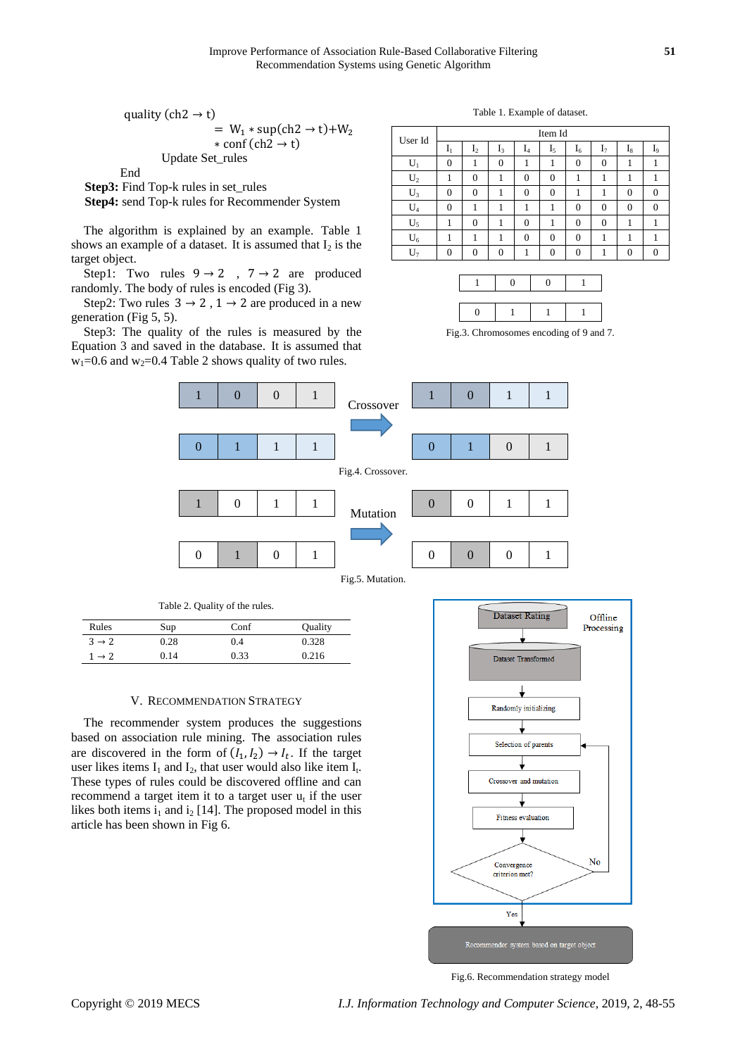quality (ch2 → t)

$$= W_1 * \sup(ch2 \rightarrow t) + W_2 * \mathrm{conf}(ch2 \rightarrow t)$$

Update Set_rules

End

**Step3:** Find Top-k rules in set_rules

**Step4:** send Top-k rules for Recommender System

The algorithm is explained by an example. Table 1 shows an example of a dataset. It is assumed that $I_2$ is the target object.

Step1: Two rules $9 \rightarrow 2$ , $7 \rightarrow 2$ are produced randomly. The body of rules is encoded (Fig 3).

Step2: Two rules $3 \rightarrow 2$ , $1 \rightarrow 2$ are produced in a new generation (Fig 5, 5).

Step3: The quality of the rules is measured by the Equation 3 and saved in the database. It is assumed that $w_1$=0.6 and $w_2$=0.4 Table 2 shows quality of two rules.

Table 1. Example of dataset.

| User Id | Item Id | | | | | | | | |
|---|---|---|---|---|---|---|---|---|---|
| | $I_1$ | $I_2$ | $I_3$ | $I_4$ | $I_5$ | $I_6$ | $I_7$ | $I_8$ | $I_9$ |
| $U_1$ | 0 | 1 | 0 | 1 | 1 | 0 | 0 | 1 | 1 |
| $U_2$ | 1 | 0 | 1 | 0 | 0 | 1 | 1 | 1 | 1 |
| $U_3$ | 0 | 0 | 1 | 0 | 0 | 1 | 1 | 0 | 0 |
| $U_4$ | 0 | 1 | 1 | 1 | 1 | 0 | 0 | 0 | 0 |
| $U_5$ | 1 | 0 | 1 | 0 | 1 | 0 | 0 | 1 | 1 |
| $U_6$ | 1 | 1 | 1 | 0 | 0 | 0 | 1 | 1 | 1 |
| $U_7$ | 0 | 0 | 0 | 1 | 0 | 0 | 1 | 0 | 0 |

| 1 | 0 | 0 | 1 |
|---|---|---|---|

| 0 | 1 | 1 | 1 |
|---|---|---|---|

Fig.3. Chromosomes encoding of 9 and 7.

| 1 | 0 | 0 | 1 |
|---|---|---|---|
| 0 | 1 | 1 | 1 |

Crossover →

| 1 | 0 | 1 | 1 |
|---|---|---|---|
| 0 | 1 | 0 | 1 |

Fig.4. Crossover.

| 1 | 0 | 1 | 1 |
|---|---|---|---|
| 0 | 1 | 0 | 1 |

Mutation →

| 0 | 0 | 1 | 1 |
|---|---|---|---|
| 0 | 0 | 0 | 1 |

Fig.5. Mutation.

Table 2. Quality of the rules.

| Rules | Sup | Conf | Quality |
|---|---|---|---|
| $3 \rightarrow 2$ | 0.28 | 0.4 | 0.328 |
| $1 \rightarrow 2$ | 0.14 | 0.33 | 0.216 |

## V. Recommendation Strategy

The recommender system produces the suggestions based on association rule mining. The association rules are discovered in the form of $(I_1, I_2) \rightarrow I_t$. If the target user likes items $I_1$ and $I_2$, that user would also like item $I_t$. These types of rules could be discovered offline and can recommend a target item it to a target user $u_t$ if the user likes both items $i_1$ and $i_2$ [14]. The proposed model in this article has been shown in Fig 6.

Dataset Rating → Dataset Transformed → Randomly initializing → Selection of parents → Crossover and mutation → Fitness evaluation → Convergence criterion met? (No → Selection of parents; Yes → Recommender system based on target object)

Offline Processing

Fig.6. Recommendation strategy model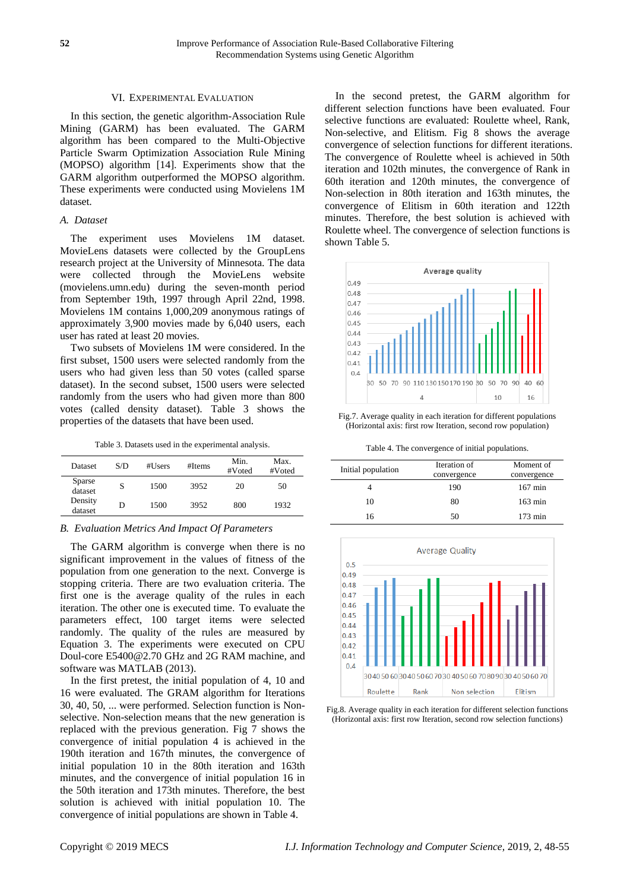## VI. Experimental Evaluation

In this section, the genetic algorithm-Association Rule Mining (GARM) has been evaluated. The GARM algorithm has been compared to the Multi-Objective Particle Swarm Optimization Association Rule Mining (MOPSO) algorithm [14]. Experiments show that the GARM algorithm outperformed the MOPSO algorithm. These experiments were conducted using Movielens 1M dataset.

### *A. Dataset*

The experiment uses Movielens 1M dataset. MovieLens datasets were collected by the GroupLens research project at the University of Minnesota. The data were collected through the MovieLens website (movielens.umn.edu) during the seven-month period from September 19th, 1997 through April 22nd, 1998. Movielens 1M contains 1,000,209 anonymous ratings of approximately 3,900 movies made by 6,040 users, each user has rated at least 20 movies.

Two subsets of Movielens 1M were considered. In the first subset, 1500 users were selected randomly from the users who had given less than 50 votes (called sparse dataset). In the second subset, 1500 users were selected randomly from the users who had given more than 800 votes (called density dataset). Table 3 shows the properties of the datasets that have been used.

Table 3. Datasets used in the experimental analysis.

| Dataset | S/D | #Users | #Items | Min. #Voted | Max. #Voted |
|---|---|---|---|---|---|
| Sparse dataset | S | 1500 | 3952 | 20 | 50 |
| Density dataset | D | 1500 | 3952 | 800 | 1932 |

### *B. Evaluation Metrics And Impact Of Parameters*

The GARM algorithm is converge when there is no significant improvement in the values of fitness of the population from one generation to the next. Converge is stopping criteria. There are two evaluation criteria. The first one is the average quality of the rules in each iteration. The other one is executed time. To evaluate the parameters effect, 100 target items were selected randomly. The quality of the rules are measured by Equation 3. The experiments were executed on CPU Doul-core E5400@2.70 GHz and 2G RAM machine, and software was MATLAB (2013).

In the first pretest, the initial population of 4, 10 and 16 were evaluated. The GRAM algorithm for Iterations 30, 40, 50, ... were performed. Selection function is Non-selective. Non-selection means that the new generation is replaced with the previous generation. Fig 7 shows the convergence of initial population 4 is achieved in the 190th iteration and 167th minutes, the convergence of initial population 10 in the 80th iteration and 163th minutes, and the convergence of initial population 16 in the 50th iteration and 173th minutes. Therefore, the best solution is achieved with initial population 10. The convergence of initial populations are shown in Table 4.

In the second pretest, the GARM algorithm for different selection functions have been evaluated. Four selective functions are evaluated: Roulette wheel, Rank, Non-selective, and Elitism. Fig 8 shows the average convergence of selection functions for different iterations. The convergence of Roulette wheel is achieved in 50th iteration and 102th minutes, the convergence of Rank in 60th iteration and 120th minutes, the convergence of Non-selection in 80th iteration and 163th minutes, the convergence of Elitism in 60th iteration and 122th minutes. Therefore, the best solution is achieved with Roulette wheel. The convergence of selection functions is shown Table 5.

Fig.7. Average quality in each iteration for different populations (Horizontal axis: first row Iteration, second row population)

Table 4. The convergence of initial populations.

| Initial population | Iteration of convergence | Moment of convergence |
|---|---|---|
| 4 | 190 | 167 min |
| 10 | 80 | 163 min |
| 16 | 50 | 173 min |

Fig.8. Average quality in each iteration for different selection functions (Horizontal axis: first row Iteration, second row selection functions)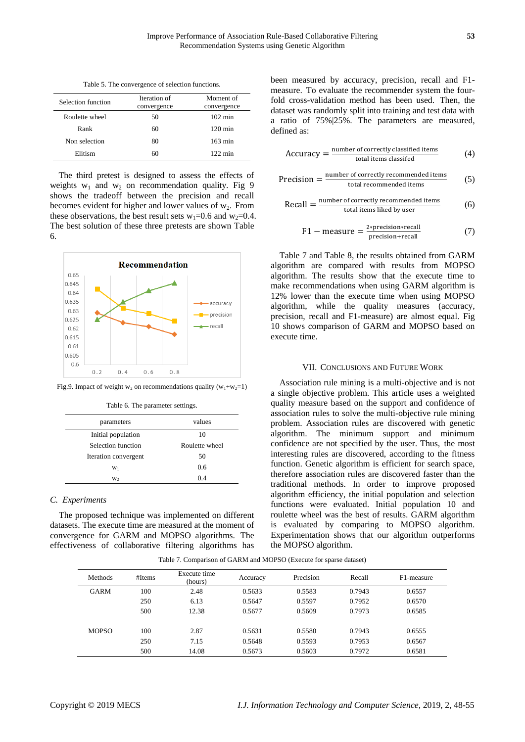Table 5. The convergence of selection functions.

| Selection function | Iteration of convergence | Moment of convergence |
|---|---|---|
| Roulette wheel | 50 | 102 min |
| Rank | 60 | 120 min |
| Non selection | 80 | 163 min |
| Elitism | 60 | 122 min |

The third pretest is designed to assess the effects of weights $w_1$ and $w_2$ on recommendation quality. Fig 9 shows the tradeoff between the precision and recall becomes evident for higher and lower values of $w_2$. From these observations, the best result sets $w_1$=0.6 and $w_2$=0.4. The best solution of these three pretests are shown Table 6.

Fig.9. Impact of weight $w_2$ on recommendations quality ($w_1$+$w_2$=1)

Table 6. The parameter settings.

| parameters | values |
|---|---|
| Initial population | 10 |
| Selection function | Roulette wheel |
| Iteration convergent | 50 |
| $w_1$ | 0.6 |
| $w_2$ | 0.4 |

### *C. Experiments*

The proposed technique was implemented on different datasets. The execute time are measured at the moment of convergence for GARM and MOPSO algorithms. The effectiveness of collaborative filtering algorithms has been measured by accuracy, precision, recall and F1-measure. To evaluate the recommender system the four-fold cross-validation method has been used. Then, the dataset was randomly split into training and test data with a ratio of 75%|25%. The parameters are measured, defined as:

$$\text{Accuracy} = \frac{\text{number of correctly classified items}}{\text{total items classifed}} \tag{4}$$

$$\text{Precision} = \frac{\text{number of correctly recommended items}}{\text{total recommended items}} \tag{5}$$

$$\text{Recall} = \frac{\text{number of correctly recommended items}}{\text{total items liked by user}} \tag{6}$$

$$\text{F1} - \text{measure} = \frac{2*\text{precision}*\text{recall}}{\text{precision}+\text{recall}} \tag{7}$$

Table 7 and Table 8, the results obtained from GARM algorithm are compared with results from MOPSO algorithm. The results show that the execute time to make recommendations when using GARM algorithm is 12% lower than the execute time when using MOPSO algorithm, while the quality measures (accuracy, precision, recall and F1-measure) are almost equal. Fig 10 shows comparison of GARM and MOPSO based on execute time.

## VII. Conclusions and Future Work

Association rule mining is a multi-objective and is not a single objective problem. This article uses a weighted quality measure based on the support and confidence of association rules to solve the multi-objective rule mining problem. Association rules are discovered with genetic algorithm. The minimum support and minimum confidence are not specified by the user. Thus, the most interesting rules are discovered, according to the fitness function. Genetic algorithm is efficient for search space, therefore association rules are discovered faster than the traditional methods. In order to improve proposed algorithm efficiency, the initial population and selection functions were evaluated. Initial population 10 and roulette wheel was the best of results. GARM algorithm is evaluated by comparing to MOPSO algorithm. Experimentation shows that our algorithm outperforms the MOPSO algorithm.

Table 7. Comparison of GARM and MOPSO (Execute for sparse dataset)

| Methods | #Items | Execute time (hours) | Accuracy | Precision | Recall | F1-measure |
|---|---|---|---|---|---|---|
| GARM | 100 | 2.48 | 0.5633 | 0.5583 | 0.7943 | 0.6557 |
| | 250 | 6.13 | 0.5647 | 0.5597 | 0.7952 | 0.6570 |
| | 500 | 12.38 | 0.5677 | 0.5609 | 0.7973 | 0.6585 |
| MOPSO | 100 | 2.87 | 0.5631 | 0.5580 | 0.7943 | 0.6555 |
| | 250 | 7.15 | 0.5648 | 0.5593 | 0.7953 | 0.6567 |
| | 500 | 14.08 | 0.5673 | 0.5603 | 0.7972 | 0.6581 |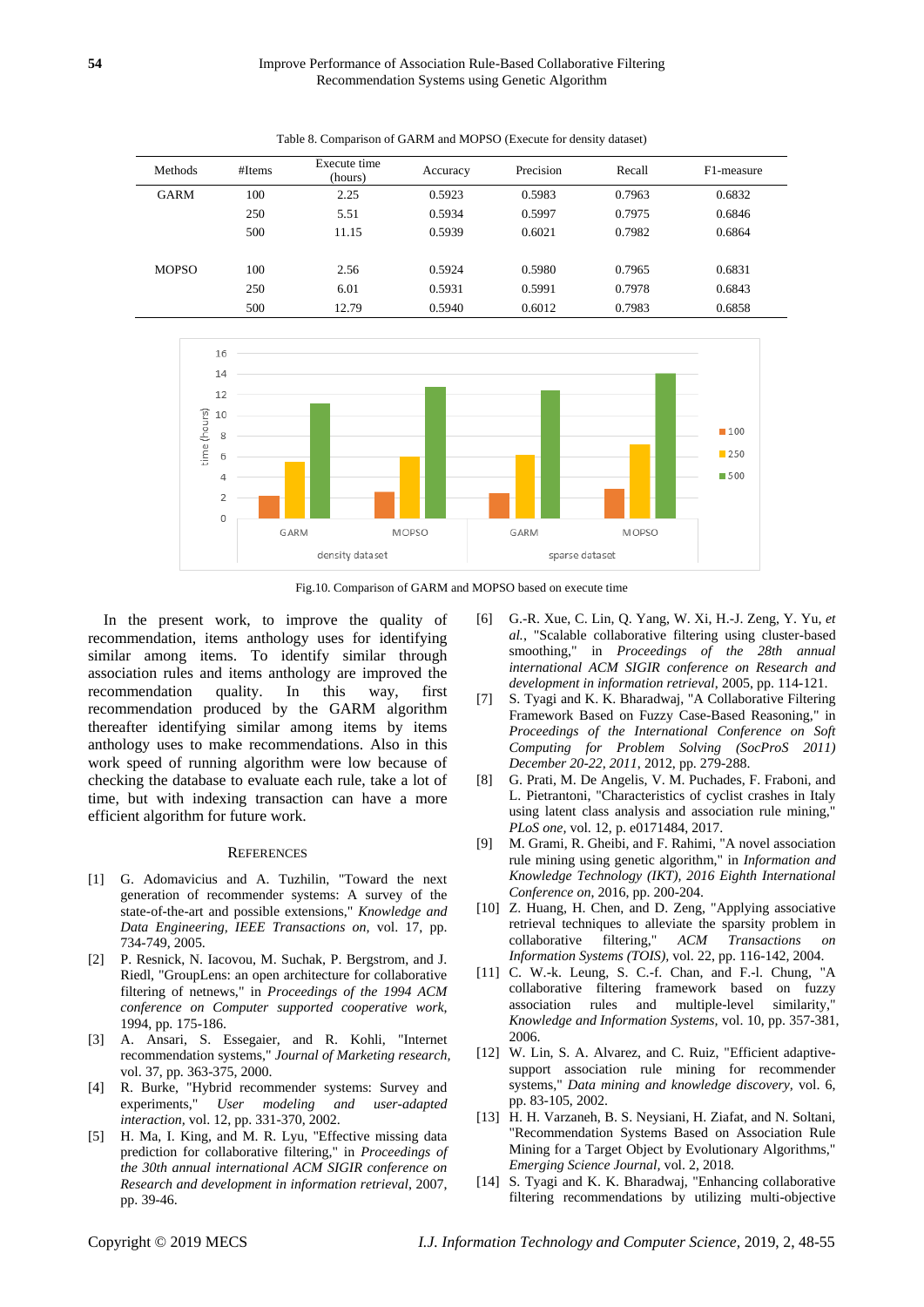Table 8. Comparison of GARM and MOPSO (Execute for density dataset)

| Methods | #Items | Execute time (hours) | Accuracy | Precision | Recall | F1-measure |
|---|---|---|---|---|---|---|
| GARM | 100 | 2.25 | 0.5923 | 0.5983 | 0.7963 | 0.6832 |
| | 250 | 5.51 | 0.5934 | 0.5997 | 0.7975 | 0.6846 |
| | 500 | 11.15 | 0.5939 | 0.6021 | 0.7982 | 0.6864 |
| MOPSO | 100 | 2.56 | 0.5924 | 0.5980 | 0.7965 | 0.6831 |
| | 250 | 6.01 | 0.5931 | 0.5991 | 0.7978 | 0.6843 |
| | 500 | 12.79 | 0.5940 | 0.6012 | 0.7983 | 0.6858 |

Fig.10. Comparison of GARM and MOPSO based on execute time

In the present work, to improve the quality of recommendation, items anthology uses for identifying similar among items. To identify similar through association rules and items anthology are improved the recommendation quality. In this way, first recommendation produced by the GARM algorithm thereafter identifying similar among items by items anthology uses to make recommendations. Also in this work speed of running algorithm were low because of checking the database to evaluate each rule, take a lot of time, but with indexing transaction can have a more efficient algorithm for future work.

## REFERENCES

[1] G. Adomavicius and A. Tuzhilin, "Toward the next generation of recommender systems: A survey of the state-of-the-art and possible extensions," *Knowledge and Data Engineering, IEEE Transactions on,* vol. 17, pp. 734-749, 2005.

[2] P. Resnick, N. Iacovou, M. Suchak, P. Bergstrom, and J. Riedl, "GroupLens: an open architecture for collaborative filtering of netnews," in *Proceedings of the 1994 ACM conference on Computer supported cooperative work*, 1994, pp. 175-186.

[3] A. Ansari, S. Essegaier, and R. Kohli, "Internet recommendation systems," *Journal of Marketing research,* vol. 37, pp. 363-375, 2000.

[4] R. Burke, "Hybrid recommender systems: Survey and experiments," *User modeling and user-adapted interaction,* vol. 12, pp. 331-370, 2002.

[5] H. Ma, I. King, and M. R. Lyu, "Effective missing data prediction for collaborative filtering," in *Proceedings of the 30th annual international ACM SIGIR conference on Research and development in information retrieval*, 2007, pp. 39-46.

[6] G.-R. Xue, C. Lin, Q. Yang, W. Xi, H.-J. Zeng, Y. Yu, *et al.*, "Scalable collaborative filtering using cluster-based smoothing," in *Proceedings of the 28th annual international ACM SIGIR conference on Research and development in information retrieval*, 2005, pp. 114-121.

[7] S. Tyagi and K. K. Bharadwaj, "A Collaborative Filtering Framework Based on Fuzzy Case-Based Reasoning," in *Proceedings of the International Conference on Soft Computing for Problem Solving (SocProS 2011) December 20-22, 2011*, 2012, pp. 279-288.

[8] G. Prati, M. De Angelis, V. M. Puchades, F. Fraboni, and L. Pietrantoni, "Characteristics of cyclist crashes in Italy using latent class analysis and association rule mining," *PLoS one,* vol. 12, p. e0171484, 2017.

[9] M. Grami, R. Gheibi, and F. Rahimi, "A novel association rule mining using genetic algorithm," in *Information and Knowledge Technology (IKT), 2016 Eighth International Conference on*, 2016, pp. 200-204.

[10] Z. Huang, H. Chen, and D. Zeng, "Applying associative retrieval techniques to alleviate the sparsity problem in collaborative filtering," *ACM Transactions on Information Systems (TOIS),* vol. 22, pp. 116-142, 2004.

[11] C. W.-k. Leung, S. C.-f. Chan, and F.-l. Chung, "A collaborative filtering framework based on fuzzy association rules and multiple-level similarity," *Knowledge and Information Systems,* vol. 10, pp. 357-381, 2006.

[12] W. Lin, S. A. Alvarez, and C. Ruiz, "Efficient adaptive-support association rule mining for recommender systems," *Data mining and knowledge discovery,* vol. 6, pp. 83-105, 2002.

[13] H. H. Varzaneh, B. S. Neysiani, H. Ziafat, and N. Soltani, "Recommendation Systems Based on Association Rule Mining for a Target Object by Evolutionary Algorithms," *Emerging Science Journal,* vol. 2, 2018.

[14] S. Tyagi and K. K. Bharadwaj, "Enhancing collaborative filtering recommendations by utilizing multi-objective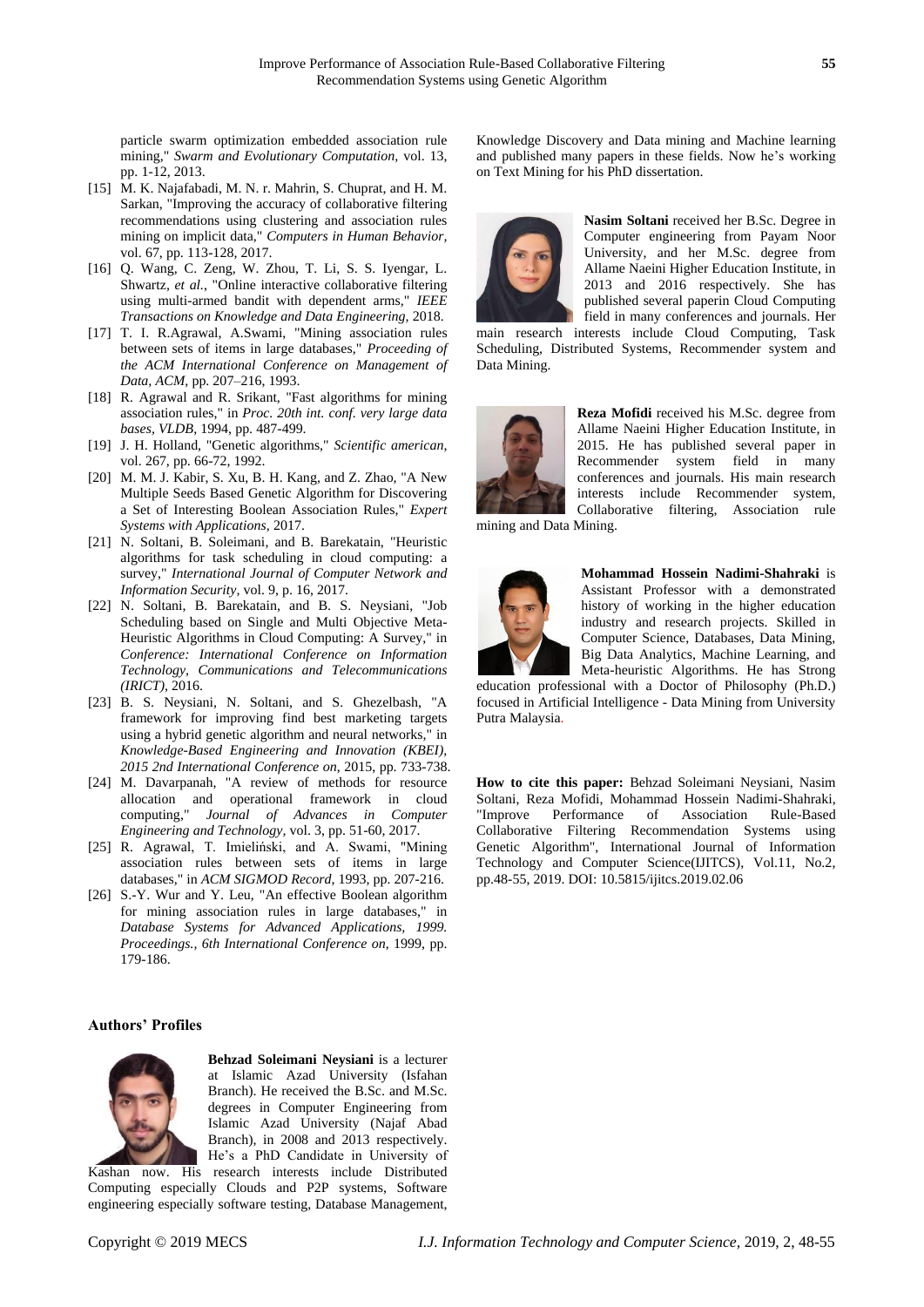particle swarm optimization embedded association rule mining," *Swarm and Evolutionary Computation*, vol. 13, pp. 1-12, 2013.

[15] M. K. Najafabadi, M. N. r. Mahrin, S. Chuprat, and H. M. Sarkan, "Improving the accuracy of collaborative filtering recommendations using clustering and association rules mining on implicit data," *Computers in Human Behavior*, vol. 67, pp. 113-128, 2017.

[16] Q. Wang, C. Zeng, W. Zhou, T. Li, S. S. Iyengar, L. Shwartz, *et al.*, "Online interactive collaborative filtering using multi-armed bandit with dependent arms," *IEEE Transactions on Knowledge and Data Engineering*, 2018.

[17] T. I. R.Agrawal, A.Swami, "Mining association rules between sets of items in large databases," *Proceeding of the ACM International Conference on Management of Data, ACM*, pp. 207–216, 1993.

[18] R. Agrawal and R. Srikant, "Fast algorithms for mining association rules," in *Proc. 20th int. conf. very large data bases, VLDB*, 1994, pp. 487-499.

[19] J. H. Holland, "Genetic algorithms," *Scientific american*, vol. 267, pp. 66-72, 1992.

[20] M. M. J. Kabir, S. Xu, B. H. Kang, and Z. Zhao, "A New Multiple Seeds Based Genetic Algorithm for Discovering a Set of Interesting Boolean Association Rules," *Expert Systems with Applications*, 2017.

[21] N. Soltani, B. Soleimani, and B. Barekatain, "Heuristic algorithms for task scheduling in cloud computing: a survey," *International Journal of Computer Network and Information Security*, vol. 9, p. 16, 2017.

[22] N. Soltani, B. Barekatain, and B. S. Neysiani, "Job Scheduling based on Single and Multi Objective Meta-Heuristic Algorithms in Cloud Computing: A Survey," in *Conference: International Conference on Information Technology, Communications and Telecommunications (IRICT)*, 2016.

[23] B. S. Neysiani, N. Soltani, and S. Ghezelbash, "A framework for improving find best marketing targets using a hybrid genetic algorithm and neural networks," in *Knowledge-Based Engineering and Innovation (KBEI), 2015 2nd International Conference on*, 2015, pp. 733-738.

[24] M. Davarpanah, "A review of methods for resource allocation and operational framework in cloud computing," *Journal of Advances in Computer Engineering and Technology*, vol. 3, pp. 51-60, 2017.

[25] R. Agrawal, T. Imieliński, and A. Swami, "Mining association rules between sets of items in large databases," in *ACM SIGMOD Record*, 1993, pp. 207-216.

[26] S.-Y. Wur and Y. Leu, "An effective Boolean algorithm for mining association rules in large databases," in *Database Systems for Advanced Applications, 1999. Proceedings., 6th International Conference on*, 1999, pp. 179-186.

## Authors' Profiles

**Behzad Soleimani Neysiani** is a lecturer at Islamic Azad University (Isfahan Branch). He received the B.Sc. and M.Sc. degrees in Computer Engineering from Islamic Azad University (Najaf Abad Branch), in 2008 and 2013 respectively. He's a PhD Candidate in University of Kashan now. His research interests include Distributed Computing especially Clouds and P2P systems, Software engineering especially software testing, Database Management, Knowledge Discovery and Data mining and Machine learning and published many papers in these fields. Now he's working on Text Mining for his PhD dissertation.

**Nasim Soltani** received her B.Sc. Degree in Computer engineering from Payam Noor University, and her M.Sc. degree from Allame Naeini Higher Education Institute, in 2013 and 2016 respectively. She has published several paperin Cloud Computing field in many conferences and journals. Her main research interests include Cloud Computing, Task Scheduling, Distributed Systems, Recommender system and Data Mining.

**Reza Mofidi** received his M.Sc. degree from Allame Naeini Higher Education Institute, in 2015. He has published several paper in Recommender system field in many conferences and journals. His main research interests include Recommender system, Collaborative filtering, Association rule mining and Data Mining.

**Mohammad Hossein Nadimi-Shahraki** is Assistant Professor with a demonstrated history of working in the higher education industry and research projects. Skilled in Computer Science, Databases, Data Mining, Big Data Analytics, Machine Learning, and Meta-heuristic Algorithms. He has Strong education professional with a Doctor of Philosophy (Ph.D.) focused in Artificial Intelligence - Data Mining from University Putra Malaysia.

**How to cite this paper:** Behzad Soleimani Neysiani, Nasim Soltani, Reza Mofidi, Mohammad Hossein Nadimi-Shahraki, "Improve Performance of Association Rule-Based Collaborative Filtering Recommendation Systems using Genetic Algorithm", International Journal of Information Technology and Computer Science(IJITCS), Vol.11, No.2, pp.48-55, 2019. DOI: 10.5815/ijitcs.2019.02.06